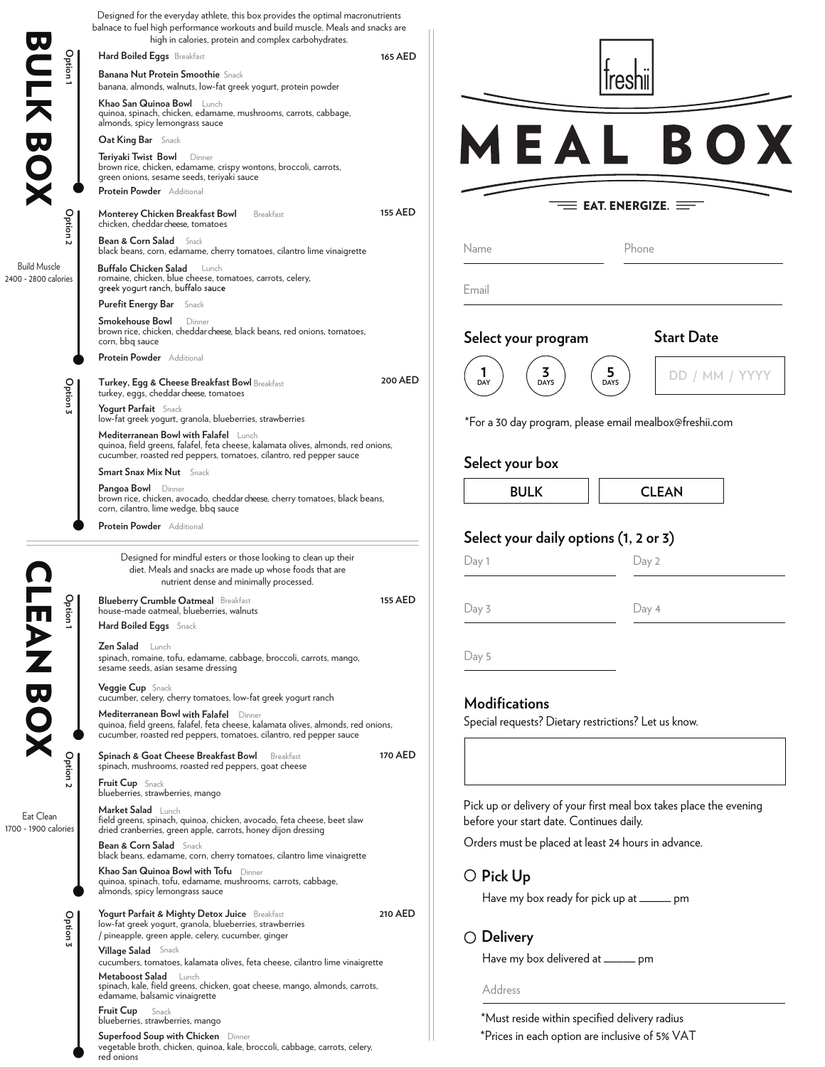# BULK BOX

Build Muscle
2400 - 2800 calories

Designed for the everyday athlete, this box provides the optimal macronutrients balnace to fuel high performance workouts and build muscle. Meals and snacks are high in calories, protein and complex carbohydrates.

### Option 1 — 165 AED

**Hard Boiled Eggs** Breakfast

**Banana Nut Protein Smoothie** Snack
banana, almonds, walnuts, low-fat greek yogurt, protein powder

**Khao San Quinoa Bowl** Lunch
quinoa, spinach, chicken, edamame, mushrooms, carrots, cabbage, almonds, spicy lemongrass sauce

**Oat King Bar** Snack

**Teriyaki Twist Bowl** Dinner
brown rice, chicken, edamame, crispy wontons, broccoli, carrots, green onions, sesame seeds, teriyaki sauce

**Protein Powder** Additional

### Option 2 — 155 AED

**Monterey Chicken Breakfast Bowl** Breakfast
chicken, cheddar cheese, tomatoes

**Bean & Corn Salad** Snack
black beans, corn, edamame, cherry tomatoes, cilantro lime vinaigrette

**Buffalo Chicken Salad** Lunch
romaine, chicken, blue cheese, tomatoes, carrots, celery, greek yogurt ranch, buffalo sauce

**Purefit Energy Bar** Snack

**Smokehouse Bowl** Dinner
brown rice, chicken, cheddar cheese, black beans, red onions, tomatoes, corn, bbq sauce

**Protein Powder** Additional

### Option 3 — 200 AED

**Turkey, Egg & Cheese Breakfast Bowl** Breakfast
turkey, eggs, cheddar cheese, tomatoes

**Yogurt Parfait** Snack
low-fat greek yogurt, granola, blueberries, strawberries

**Mediterranean Bowl with Falafel** Lunch
quinoa, field greens, falafel, feta cheese, kalamata olives, almonds, red onions, cucumber, roasted red peppers, tomatoes, cilantro, red pepper sauce

**Smart Snax Mix Nut** Snack

**Pangoa Bowl** Dinner
brown rice, chicken, avocado, cheddar cheese, cherry tomatoes, black beans, corn, cilantro, lime wedge, bbq sauce

**Protein Powder** Additional

# CLEAN BOX

Eat Clean
1700 - 1900 calories

Designed for mindful esters or those looking to clean up their diet. Meals and snacks are made up whose foods that are nutrient dense and minimally processed.

### Option 1 — 155 AED

**Blueberry Crumble Oatmeal** Breakfast
house-made oatmeal, blueberries, walnuts

**Hard Boiled Eggs** Snack

**Zen Salad** Lunch
spinach, romaine, tofu, edamame, cabbage, broccoli, carrots, mango, sesame seeds, asian sesame dressing

**Veggie Cup** Snack
cucumber, celery, cherry tomatoes, low-fat greek yogurt ranch

**Mediterranean Bowl with Falafel** Dinner
quinoa, field greens, falafel, feta cheese, kalamata olives, almonds, red onions, cucumber, roasted red peppers, tomatoes, cilantro, red pepper sauce

### Option 2 — 170 AED

**Spinach & Goat Cheese Breakfast Bowl** Breakfast
spinach, mushrooms, roasted red peppers, goat cheese

**Fruit Cup** Snack
blueberries, strawberries, mango

**Market Salad** Lunch
field greens, spinach, quinoa, chicken, avocado, feta cheese, beet slaw dried cranberries, green apple, carrots, honey dijon dressing

**Bean & Corn Salad** Snack
black beans, edamame, corn, cherry tomatoes, cilantro lime vinaigrette

**Khao San Quinoa Bowl with Tofu** Dinner
quinoa, spinach, tofu, edamame, mushrooms, carrots, cabbage, almonds, spicy lemongrass sauce

### Option 3 — 210 AED

**Yogurt Parfait & Mighty Detox Juice** Breakfast
low-fat greek yogurt, granola, blueberries, strawberries / pineapple, green apple, celery, cucumber, ginger

**Village Salad** Snack
cucumbers, tomatoes, kalamata olives, feta cheese, cilantro lime vinaigrette

**Metaboost Salad** Lunch
spinach, kale, field greens, chicken, goat cheese, mango, almonds, carrots, edamame, balsamic vinaigrette

**Fruit Cup** Snack
blueberries, strawberries, mango

**Superfoost Soup with Chicken** Dinner
vegetable broth, chicken, quinoa, kale, broccoli, cabbage, carrots, celery, red onions

---

freshii

# MEAL BOX

EAT. ENERGIZE.

Name ____________ Phone ____________

Email ____________

## Select your program

1 DAY | 3 DAYS | 5 DAYS

## Start Date

DD / MM / YYYY

*For a 30 day program, please email mealbox@freshii.com

## Select your box

BULK | CLEAN

## Select your daily options (1, 2 or 3)

Day 1 ____________ Day 2 ____________

Day 3 ____________ Day 4 ____________

Day 5 ____________

## Modifications

Special requests? Dietary restrictions? Let us know.

Pick up or delivery of your first meal box takes place the evening before your start date. Continues daily.

Orders must be placed at least 24 hours in advance.

## ○ Pick Up

Have my box ready for pick up at _____ pm

## ○ Delivery

Have my box delivered at _____ pm

Address ____________

*Must reside within specified delivery radius

*Prices in each option are inclusive of 5% VAT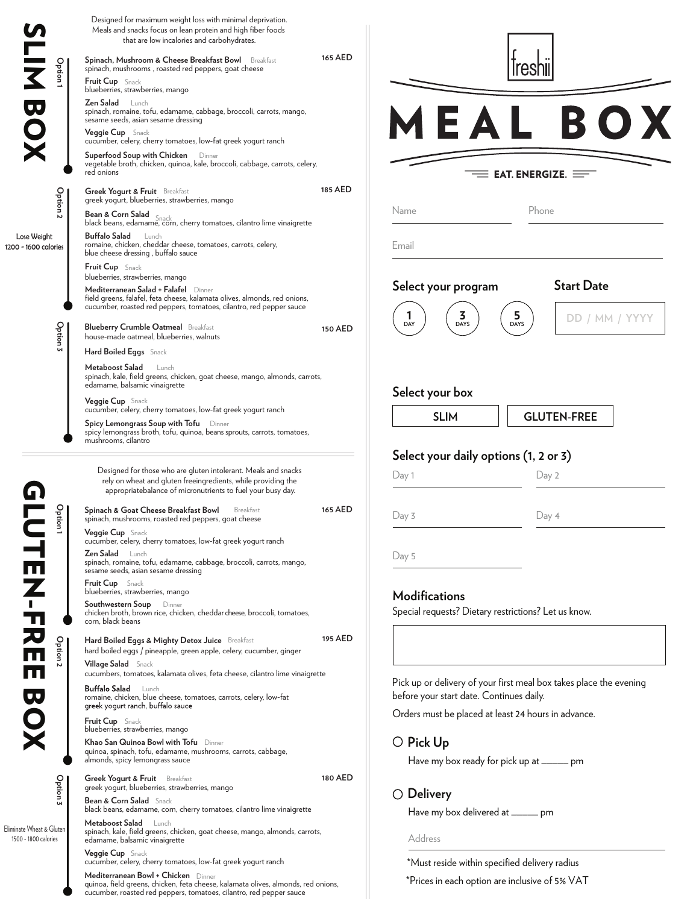# SLIM BOX

Designed for maximum weight loss with minimal deprivation. Meals and snacks focus on lean protein and high fiber foods that are low incalories and carbohydrates.

Lose Weight
1200 - 1600 calories

### Option 1 — 165 AED

**Spinach, Mushroom & Cheese Breakfast Bowl** Breakfast
spinach, mushrooms , roasted red peppers, goat cheese

**Fruit Cup** Snack
blueberries, strawberries, mango

**Zen Salad** Lunch
spinach, romaine, tofu, edamame, cabbage, broccoli, carrots, mango, sesame seeds, asian sesame dressing

**Veggie Cup** Snack
cucumber, celery, cherry tomatoes, low-fat greek yogurt ranch

**Superfood Soup with Chicken** Dinner
vegetable broth, chicken, quinoa, kale, broccoli, cabbage, carrots, celery, red onions

### Option 2 — 185 AED

**Greek Yogurt & Fruit** Breakfast
greek yogurt, blueberries, strawberries, mango

**Bean & Corn Salad** Snack
black beans, edamame, corn, cherry tomatoes, cilantro lime vinaigrette

**Buffalo Salad** Lunch
romaine, chicken, cheddar cheese, tomatoes, carrots, celery, blue cheese dressing , buffalo sauce

**Fruit Cup** Snack
blueberries, strawberries, mango

**Mediterranean Salad + Falafel** Dinner
field greens, falafel, feta cheese, kalamata olives, almonds, red onions, cucumber, roasted red peppers, tomatoes, cilantro, red pepper sauce

### Option 3 — 150 AED

**Blueberry Crumble Oatmeal** Breakfast
house-made oatmeal, blueberries, walnuts

**Hard Boiled Eggs** Snack

**Metaboost Salad** Lunch
spinach, kale, field greens, chicken, goat cheese, mango, almonds, carrots, edamame, balsamic vinaigrette

**Veggie Cup** Snack
cucumber, celery, cherry tomatoes, low-fat greek yogurt ranch

**Spicy Lemongrass Soup with Tofu** Dinner
spicy lemongrass broth, tofu, quinoa, beans sprouts, carrots, tomatoes, mushrooms, cilantro

# GLUTEN-FREE BOX

Designed for those who are gluten intolerant. Meals and snacks rely on wheat and gluten freeingredients, while providing the appropriatebalance of micronutrients to fuel your busy day.

Eliminate Wheat & Gluten
1500 - 1800 calories

### Option 1 — 165 AED

**Spinach & Goat Cheese Breakfast Bowl** Breakfast
spinach, mushrooms, roasted red peppers, goat cheese

**Veggie Cup** Snack
cucumber, celery, cherry tomatoes, low-fat greek yogurt ranch

**Zen Salad** Lunch
spinach, romaine, tofu, edamame, cabbage, broccoli, carrots, mango, sesame seeds, asian sesame dressing

**Fruit Cup** Snack
blueberries, strawberries, mango

**Southwestern Soup** Dinner
chicken broth, brown rice, chicken, cheddar cheese, broccoli, tomatoes, corn, black beans

### Option 2 — 195 AED

**Hard Boiled Eggs & Mighty Detox Juice** Breakfast
hard boiled eggs / pineapple, green apple, celery, cucumber, ginger

**Village Salad** Snack
cucumbers, tomatoes, kalamata olives, feta cheese, cilantro lime vinaigrette

**Buffalo Salad** Lunch
romaine, chicken, blue cheese, tomatoes, carrots, celery, low-fat greek yogurt ranch, buffalo sauce

**Fruit Cup** Snack
blueberries, strawberries, mango

**Khao San Quinoa Bowl with Tofu** Dinner
quinoa, spinach, tofu, edamame, mushrooms, carrots, cabbage, almonds, spicy lemongrass sauce

### Option 3 — 180 AED

**Greek Yogurt & Fruit** Breakfast
greek yogurt, blueberries, strawberries, mango

**Bean & Corn Salad** Snack
black beans, edamame, corn, cherry tomatoes, cilantro lime vinaigrette

**Metaboost Salad** Lunch
spinach, kale, field greens, chicken, goat cheese, mango, almonds, carrots, edamame, balsamic vinaigrette

**Veggie Cup** Snack
cucumber, celery, cherry tomatoes, low-fat greek yogurt ranch

**Mediterranean Bowl + Chicken** Dinner
quinoa, field greens, chicken, feta cheese, kalamata olives, almonds, red onions, cucumber, roasted red peppers, tomatoes, cilantro, red pepper sauce

---

freshii

# MEAL BOX

EAT. ENERGIZE.

Name ____________ Phone ____________

Email ____________

## Select your program

1 DAY — 3 DAYS — 5 DAYS

## Start Date

DD / MM / YYYY

## Select your box

SLIM — GLUTEN-FREE

## Select your daily options (1, 2 or 3)

Day 1 ____________ Day 2 ____________

Day 3 ____________ Day 4 ____________

Day 5 ____________

## Modifications

Special requests? Dietary restrictions? Let us know.

Pick up or delivery of your first meal box takes place the evening before your start date. Continues daily.

Orders must be placed at least 24 hours in advance.

○ **Pick Up**
Have my box ready for pick up at _____ pm

○ **Delivery**
Have my box delivered at _____ pm

Address ____________

*Must reside within specified delivery radius

*Prices in each option are inclusive of 5% VAT